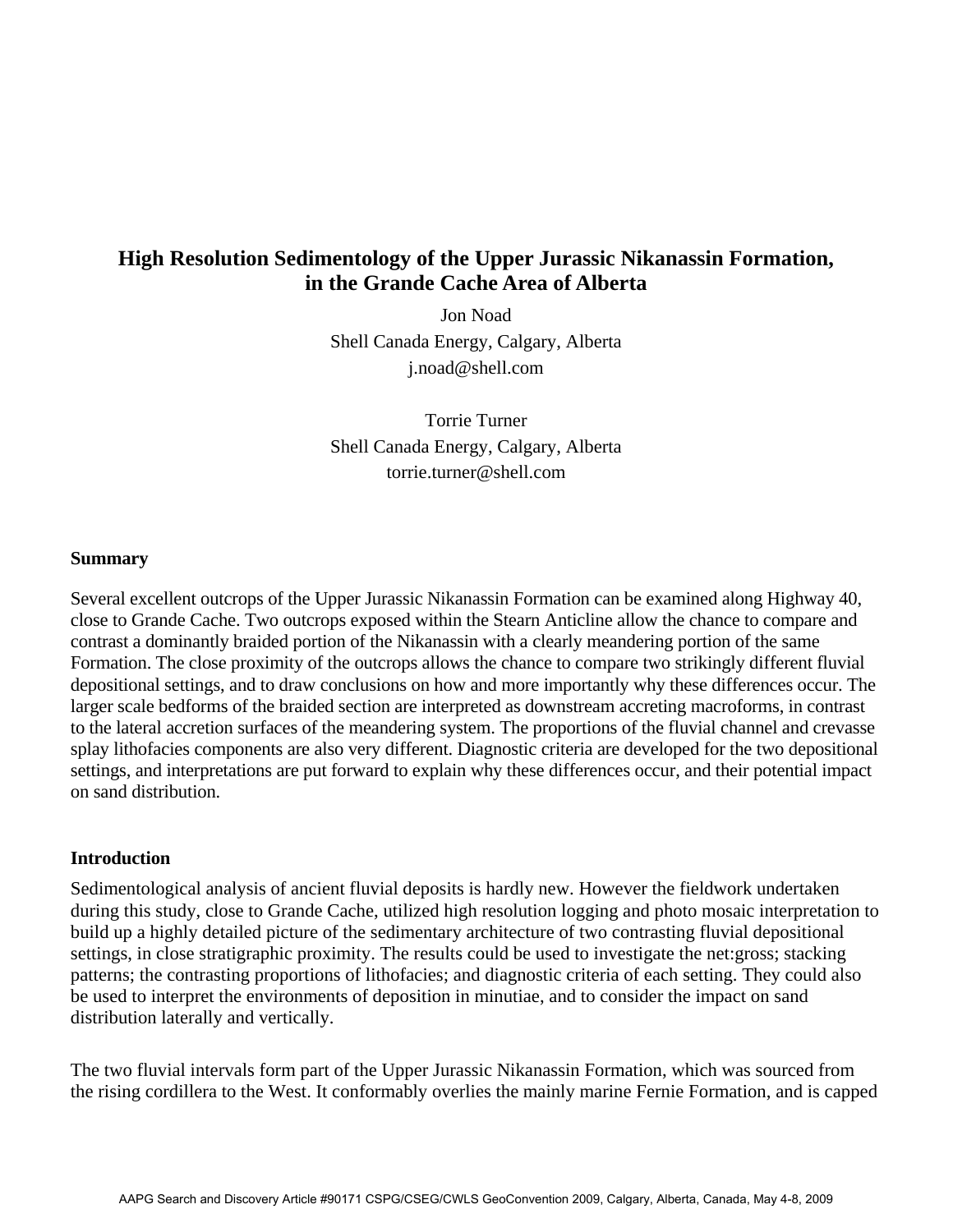# High Resolution Sedimentology of the Upper Jurassic Nikanassin Formation, in the Grande Cache Area of Alberta

Jon Noad
Shell Canada Energy, Calgary, Alberta
j.noad@shell.com

Torrie Turner
Shell Canada Energy, Calgary, Alberta
torrie.turner@shell.com

## Summary

Several excellent outcrops of the Upper Jurassic Nikanassin Formation can be examined along Highway 40, close to Grande Cache. Two outcrops exposed within the Stearn Anticline allow the chance to compare and contrast a dominantly braided portion of the Nikanassin with a clearly meandering portion of the same Formation. The close proximity of the outcrops allows the chance to compare two strikingly different fluvial depositional settings, and to draw conclusions on how and more importantly why these differences occur. The larger scale bedforms of the braided section are interpreted as downstream accreting macroforms, in contrast to the lateral accretion surfaces of the meandering system. The proportions of the fluvial channel and crevasse splay lithofacies components are also very different. Diagnostic criteria are developed for the two depositional settings, and interpretations are put forward to explain why these differences occur, and their potential impact on sand distribution.

## Introduction

Sedimentological analysis of ancient fluvial deposits is hardly new. However the fieldwork undertaken during this study, close to Grande Cache, utilized high resolution logging and photo mosaic interpretation to build up a highly detailed picture of the sedimentary architecture of two contrasting fluvial depositional settings, in close stratigraphic proximity. The results could be used to investigate the net:gross; stacking patterns; the contrasting proportions of lithofacies; and diagnostic criteria of each setting. They could also be used to interpret the environments of deposition in minutiae, and to consider the impact on sand distribution laterally and vertically.

The two fluvial intervals form part of the Upper Jurassic Nikanassin Formation, which was sourced from the rising cordillera to the West. It conformably overlies the mainly marine Fernie Formation, and is capped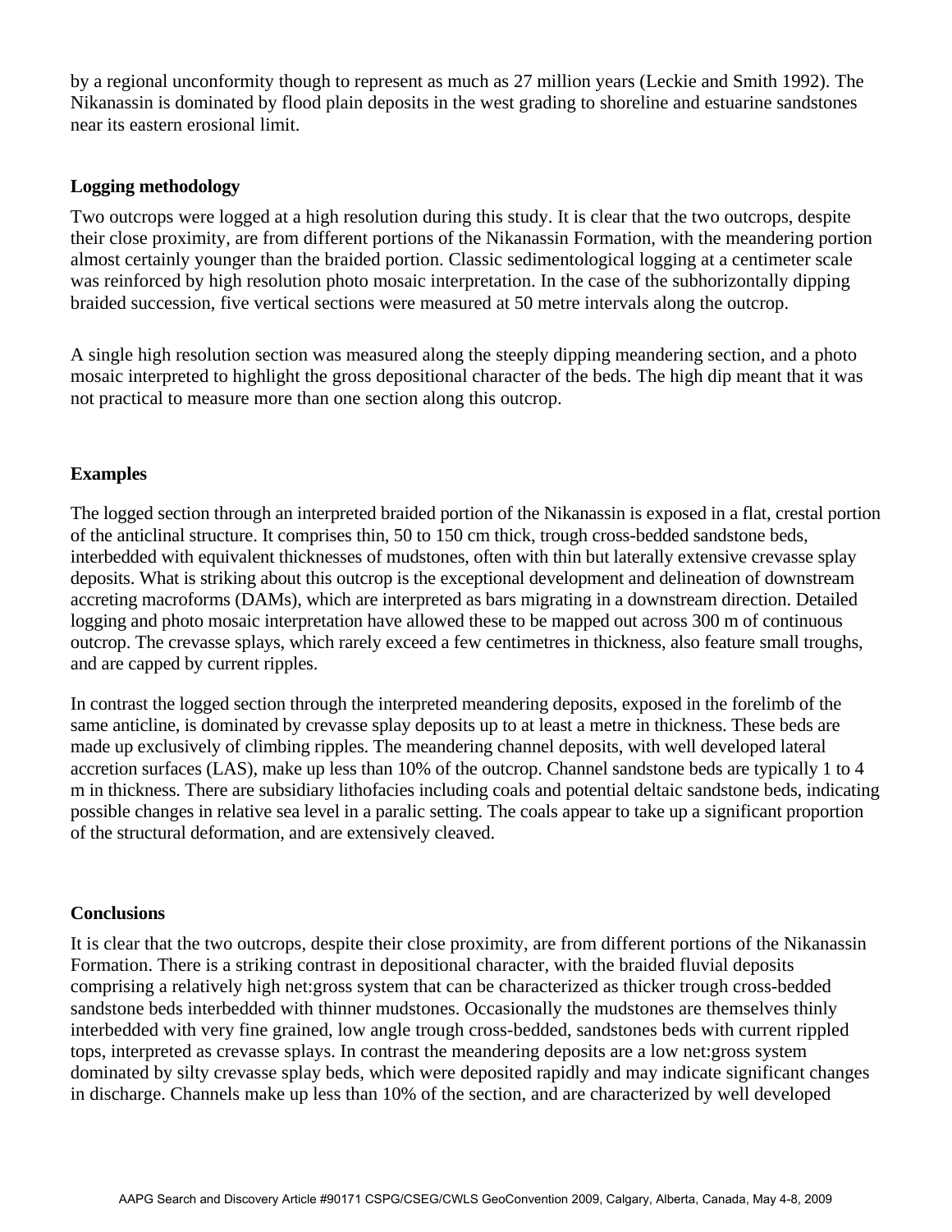by a regional unconformity though to represent as much as 27 million years (Leckie and Smith 1992). The Nikanassin is dominated by flood plain deposits in the west grading to shoreline and estuarine sandstones near its eastern erosional limit.

**Logging methodology**

Two outcrops were logged at a high resolution during this study. It is clear that the two outcrops, despite their close proximity, are from different portions of the Nikanassin Formation, with the meandering portion almost certainly younger than the braided portion. Classic sedimentological logging at a centimeter scale was reinforced by high resolution photo mosaic interpretation. In the case of the subhorizontally dipping braided succession, five vertical sections were measured at 50 metre intervals along the outcrop.

A single high resolution section was measured along the steeply dipping meandering section, and a photo mosaic interpreted to highlight the gross depositional character of the beds. The high dip meant that it was not practical to measure more than one section along this outcrop.

**Examples**

The logged section through an interpreted braided portion of the Nikanassin is exposed in a flat, crestal portion of the anticlinal structure. It comprises thin, 50 to 150 cm thick, trough cross-bedded sandstone beds, interbedded with equivalent thicknesses of mudstones, often with thin but laterally extensive crevasse splay deposits. What is striking about this outcrop is the exceptional development and delineation of downstream accreting macroforms (DAMs), which are interpreted as bars migrating in a downstream direction. Detailed logging and photo mosaic interpretation have allowed these to be mapped out across 300 m of continuous outcrop. The crevasse splays, which rarely exceed a few centimetres in thickness, also feature small troughs, and are capped by current ripples.

In contrast the logged section through the interpreted meandering deposits, exposed in the forelimb of the same anticline, is dominated by crevasse splay deposits up to at least a metre in thickness. These beds are made up exclusively of climbing ripples. The meandering channel deposits, with well developed lateral accretion surfaces (LAS), make up less than 10% of the outcrop. Channel sandstone beds are typically 1 to 4 m in thickness. There are subsidiary lithofacies including coals and potential deltaic sandstone beds, indicating possible changes in relative sea level in a paralic setting. The coals appear to take up a significant proportion of the structural deformation, and are extensively cleaved.

**Conclusions**

It is clear that the two outcrops, despite their close proximity, are from different portions of the Nikanassin Formation. There is a striking contrast in depositional character, with the braided fluvial deposits comprising a relatively high net:gross system that can be characterized as thicker trough cross-bedded sandstone beds interbedded with thinner mudstones. Occasionally the mudstones are themselves thinly interbedded with very fine grained, low angle trough cross-bedded, sandstones beds with current rippled tops, interpreted as crevasse splays. In contrast the meandering deposits are a low net:gross system dominated by silty crevasse splay beds, which were deposited rapidly and may indicate significant changes in discharge. Channels make up less than 10% of the section, and are characterized by well developed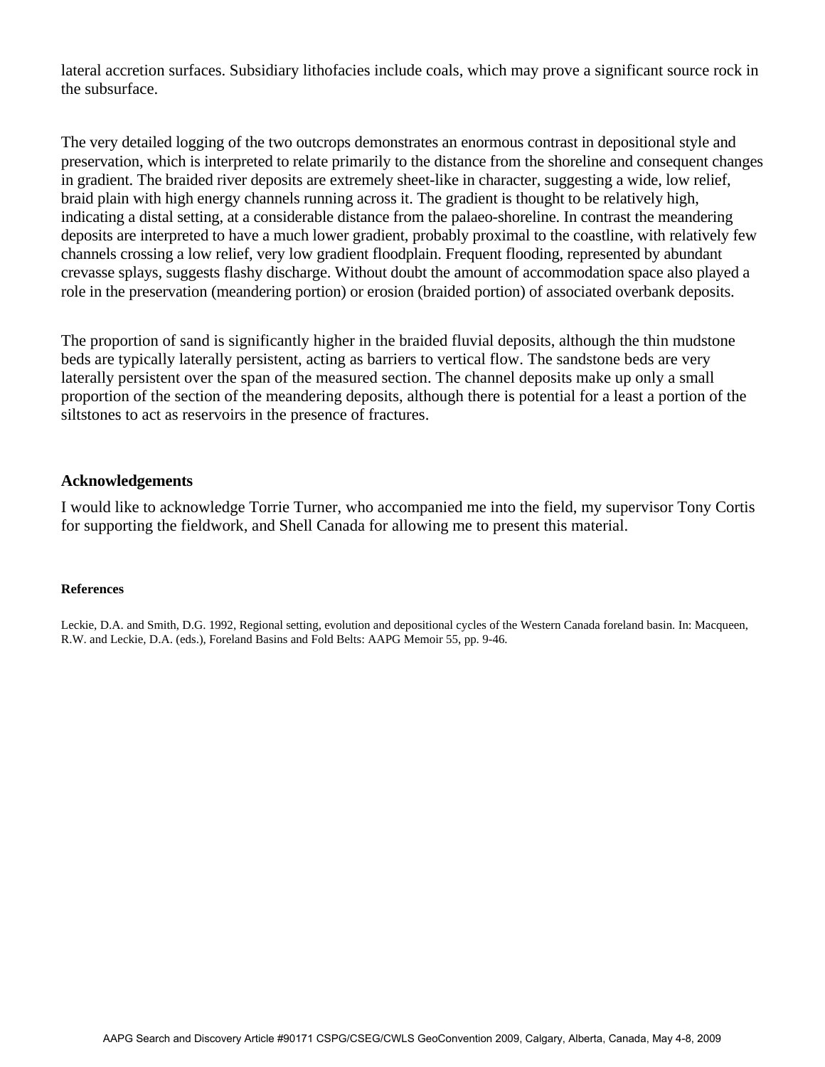lateral accretion surfaces. Subsidiary lithofacies include coals, which may prove a significant source rock in the subsurface.

The very detailed logging of the two outcrops demonstrates an enormous contrast in depositional style and preservation, which is interpreted to relate primarily to the distance from the shoreline and consequent changes in gradient. The braided river deposits are extremely sheet-like in character, suggesting a wide, low relief, braid plain with high energy channels running across it. The gradient is thought to be relatively high, indicating a distal setting, at a considerable distance from the palaeo-shoreline. In contrast the meandering deposits are interpreted to have a much lower gradient, probably proximal to the coastline, with relatively few channels crossing a low relief, very low gradient floodplain. Frequent flooding, represented by abundant crevasse splays, suggests flashy discharge. Without doubt the amount of accommodation space also played a role in the preservation (meandering portion) or erosion (braided portion) of associated overbank deposits.

The proportion of sand is significantly higher in the braided fluvial deposits, although the thin mudstone beds are typically laterally persistent, acting as barriers to vertical flow. The sandstone beds are very laterally persistent over the span of the measured section. The channel deposits make up only a small proportion of the section of the meandering deposits, although there is potential for a least a portion of the siltstones to act as reservoirs in the presence of fractures.

## Acknowledgements

I would like to acknowledge Torrie Turner, who accompanied me into the field, my supervisor Tony Cortis for supporting the fieldwork, and Shell Canada for allowing me to present this material.

### References

Leckie, D.A. and Smith, D.G. 1992, Regional setting, evolution and depositional cycles of the Western Canada foreland basin. In: Macqueen, R.W. and Leckie, D.A. (eds.), Foreland Basins and Fold Belts: AAPG Memoir 55, pp. 9-46.